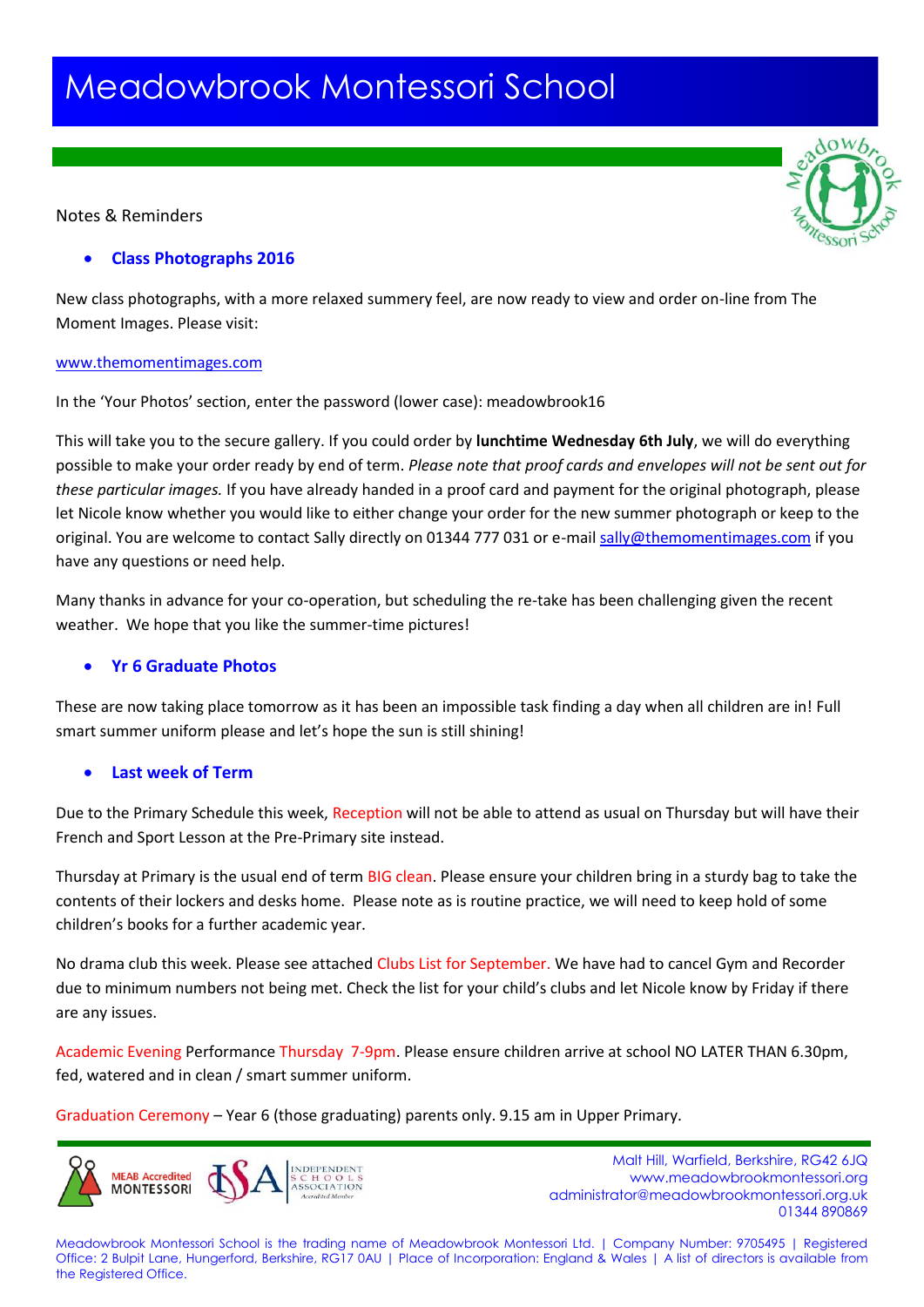# Meadowbrook Montessori School

Notes & Reminders

- **Class Photographs 2016**

New class photographs, with a more relaxed summery feel, are now ready to view and order on-line from The Moment Images. Please visit:

www.themomentimages.com

In the 'Your Photos' section, enter the password (lower case): meadowbrook16

This will take you to the secure gallery. If you could order by **lunchtime Wednesday 6th July**, we will do everything possible to make your order ready by end of term. *Please note that proof cards and envelopes will not be sent out for these particular images.* If you have already handed in a proof card and payment for the original photograph, please let Nicole know whether you would like to either change your order for the new summer photograph or keep to the original. You are welcome to contact Sally directly on 01344 777 031 or e-mail sally@themomentimages.com if you have any questions or need help.

Many thanks in advance for your co-operation, but scheduling the re-take has been challenging given the recent weather. We hope that you like the summer-time pictures!

- **Yr 6 Graduate Photos**

These are now taking place tomorrow as it has been an impossible task finding a day when all children are in! Full smart summer uniform please and let's hope the sun is still shining!

- **Last week of Term**

Due to the Primary Schedule this week, Reception will not be able to attend as usual on Thursday but will have their French and Sport Lesson at the Pre-Primary site instead.

Thursday at Primary is the usual end of term BIG clean. Please ensure your children bring in a sturdy bag to take the contents of their lockers and desks home. Please note as is routine practice, we will need to keep hold of some children's books for a further academic year.

No drama club this week. Please see attached Clubs List for September. We have had to cancel Gym and Recorder due to minimum numbers not being met. Check the list for your child's clubs and let Nicole know by Friday if there are any issues.

Academic Evening Performance Thursday 7-9pm. Please ensure children arrive at school NO LATER THAN 6.30pm, fed, watered and in clean / smart summer uniform.

Graduation Ceremony – Year 6 (those graduating) parents only. 9.15 am in Upper Primary.

MEAB Accredited MONTESSORI | ISA Independent Schools Association Accredited Member

Malt Hill, Warfield, Berkshire, RG42 6JQ
www.meadowbrookmontessori.org
administrator@meadowbrookmontessori.org.uk
01344 890869

Meadowbrook Montessori School is the trading name of Meadowbrook Montessori Ltd. | Company Number: 9705495 | Registered Office: 2 Bulpit Lane, Hungerford, Berkshire, RG17 0AU | Place of Incorporation: England & Wales | A list of directors is available from the Registered Office.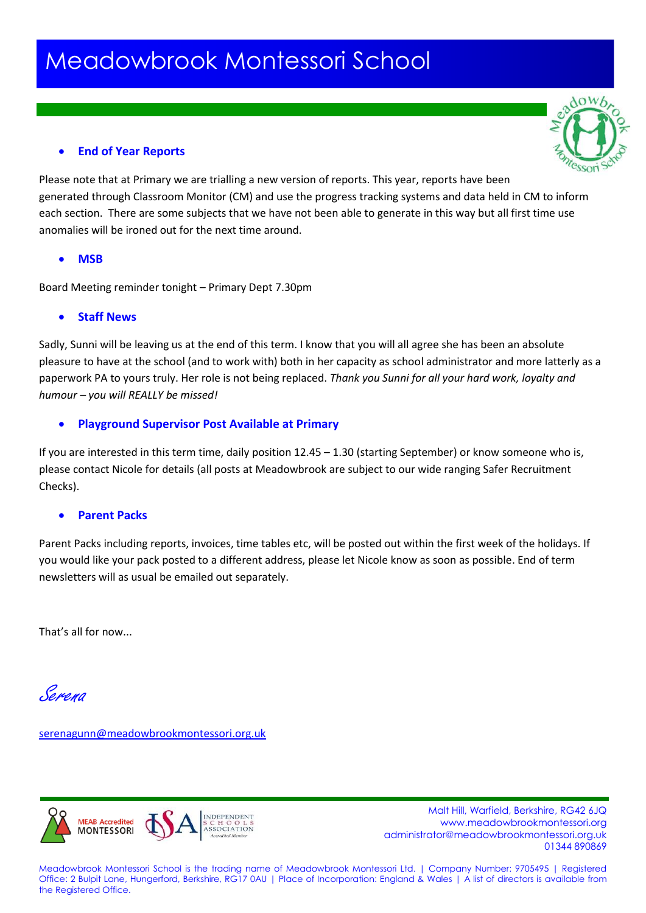# Meadowbrook Montessori School

- **End of Year Reports**

Please note that at Primary we are trialling a new version of reports. This year, reports have been generated through Classroom Monitor (CM) and use the progress tracking systems and data held in CM to inform each section. There are some subjects that we have not been able to generate in this way but all first time use anomalies will be ironed out for the next time around.

- **MSB**

Board Meeting reminder tonight – Primary Dept 7.30pm

- **Staff News**

Sadly, Sunni will be leaving us at the end of this term. I know that you will all agree she has been an absolute pleasure to have at the school (and to work with) both in her capacity as school administrator and more latterly as a paperwork PA to yours truly. Her role is not being replaced. *Thank you Sunni for all your hard work, loyalty and humour – you will REALLY be missed!*

- **Playground Supervisor Post Available at Primary**

If you are interested in this term time, daily position 12.45 – 1.30 (starting September) or know someone who is, please contact Nicole for details (all posts at Meadowbrook are subject to our wide ranging Safer Recruitment Checks).

- **Parent Packs**

Parent Packs including reports, invoices, time tables etc, will be posted out within the first week of the holidays. If you would like your pack posted to a different address, please let Nicole know as soon as possible. End of term newsletters will as usual be emailed out separately.

That's all for now...

*Serena*

serenagunn@meadowbrookmontessori.org.uk

MEAB Accredited MONTESSORI | ISA Independent Schools Association Accredited Member

Malt Hill, Warfield, Berkshire, RG42 6JQ
www.meadowbrookmontessori.org
administrator@meadowbrookmontessori.org.uk
01344 890869

Meadowbrook Montessori School is the trading name of Meadowbrook Montessori Ltd. | Company Number: 9705495 | Registered Office: 2 Bulpit Lane, Hungerford, Berkshire, RG17 0AU | Place of Incorporation: England & Wales | A list of directors is available from the Registered Office.